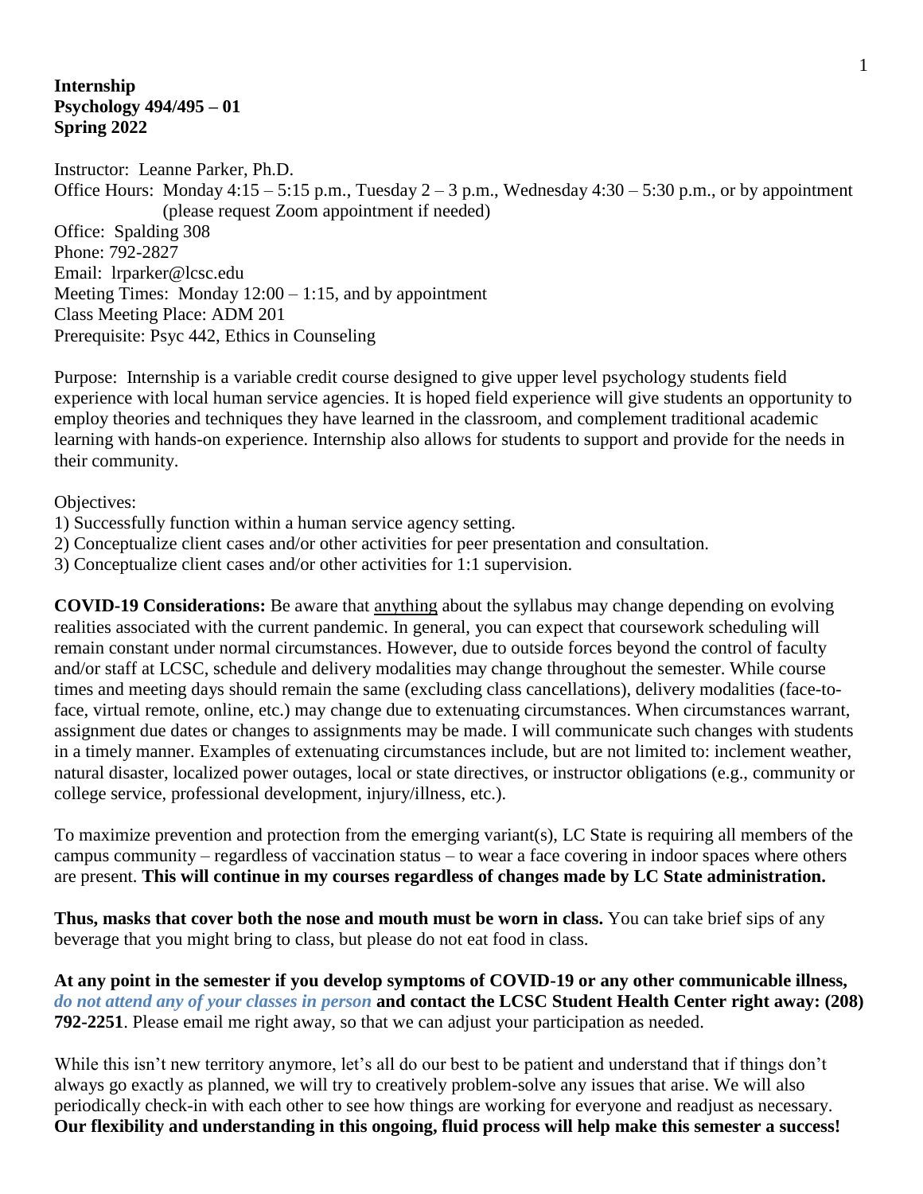**Internship**
**Psychology 494/495 – 01**
**Spring 2022**

Instructor: Leanne Parker, Ph.D.
Office Hours: Monday 4:15 – 5:15 p.m., Tuesday 2 – 3 p.m., Wednesday 4:30 – 5:30 p.m., or by appointment (please request Zoom appointment if needed)
Office: Spalding 308
Phone: 792-2827
Email: lrparker@lcsc.edu
Meeting Times: Monday 12:00 – 1:15, and by appointment
Class Meeting Place: ADM 201
Prerequisite: Psyc 442, Ethics in Counseling

Purpose: Internship is a variable credit course designed to give upper level psychology students field experience with local human service agencies. It is hoped field experience will give students an opportunity to employ theories and techniques they have learned in the classroom, and complement traditional academic learning with hands-on experience. Internship also allows for students to support and provide for the needs in their community.

Objectives:
1) Successfully function within a human service agency setting.
2) Conceptualize client cases and/or other activities for peer presentation and consultation.
3) Conceptualize client cases and/or other activities for 1:1 supervision.

**COVID-19 Considerations:** Be aware that <u>anything</u> about the syllabus may change depending on evolving realities associated with the current pandemic. In general, you can expect that coursework scheduling will remain constant under normal circumstances. However, due to outside forces beyond the control of faculty and/or staff at LCSC, schedule and delivery modalities may change throughout the semester. While course times and meeting days should remain the same (excluding class cancellations), delivery modalities (face-to-face, virtual remote, online, etc.) may change due to extenuating circumstances. When circumstances warrant, assignment due dates or changes to assignments may be made. I will communicate such changes with students in a timely manner. Examples of extenuating circumstances include, but are not limited to: inclement weather, natural disaster, localized power outages, local or state directives, or instructor obligations (e.g., community or college service, professional development, injury/illness, etc.).

To maximize prevention and protection from the emerging variant(s), LC State is requiring all members of the campus community – regardless of vaccination status – to wear a face covering in indoor spaces where others are present. **This will continue in my courses regardless of changes made by LC State administration.**

**Thus, masks that cover both the nose and mouth must be worn in class.** You can take brief sips of any beverage that you might bring to class, but please do not eat food in class.

**At any point in the semester if you develop symptoms of COVID-19 or any other communicable illness,** ***do not attend any of your classes in person*** **and contact the LCSC Student Health Center right away: (208) 792-2251**. Please email me right away, so that we can adjust your participation as needed.

While this isn't new territory anymore, let's all do our best to be patient and understand that if things don't always go exactly as planned, we will try to creatively problem-solve any issues that arise. We will also periodically check-in with each other to see how things are working for everyone and readjust as necessary. **Our flexibility and understanding in this ongoing, fluid process will help make this semester a success!**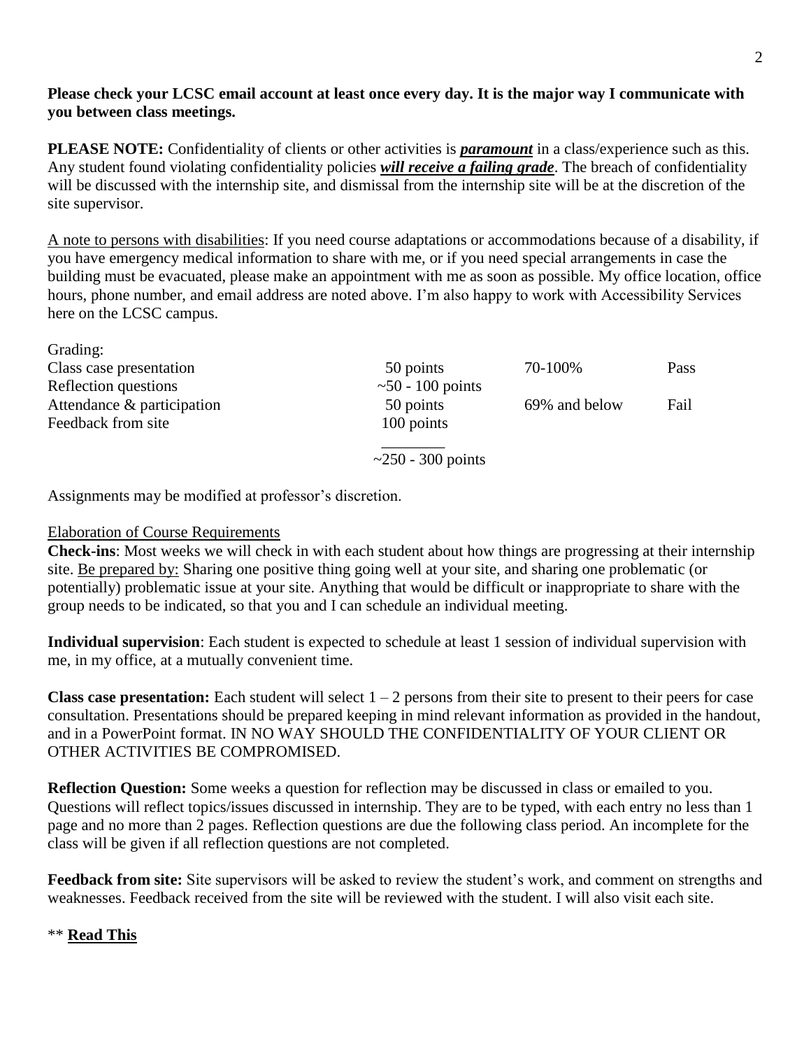**Please check your LCSC email account at least once every day. It is the major way I communicate with you between class meetings.**

**PLEASE NOTE:** Confidentiality of clients or other activities is ***paramount*** in a class/experience such as this. Any student found violating confidentiality policies ***will receive a failing grade***. The breach of confidentiality will be discussed with the internship site, and dismissal from the internship site will be at the discretion of the site supervisor.

A note to persons with disabilities: If you need course adaptations or accommodations because of a disability, if you have emergency medical information to share with me, or if you need special arrangements in case the building must be evacuated, please make an appointment with me as soon as possible. My office location, office hours, phone number, and email address are noted above. I'm also happy to work with Accessibility Services here on the LCSC campus.

| Grading: | | | |
|---|---|---|---|
| Class case presentation | 50 points | 70-100% | Pass |
| Reflection questions | ~50 - 100 points | | |
| Attendance & participation | 50 points | 69% and below | Fail |
| Feedback from site | 100 points | | |
| | ~250 - 300 points | | |

Assignments may be modified at professor's discretion.

Elaboration of Course Requirements

**Check-ins**: Most weeks we will check in with each student about how things are progressing at their internship site. Be prepared by: Sharing one positive thing going well at your site, and sharing one problematic (or potentially) problematic issue at your site. Anything that would be difficult or inappropriate to share with the group needs to be indicated, so that you and I can schedule an individual meeting.

**Individual supervision**: Each student is expected to schedule at least 1 session of individual supervision with me, in my office, at a mutually convenient time.

**Class case presentation:** Each student will select 1 – 2 persons from their site to present to their peers for case consultation. Presentations should be prepared keeping in mind relevant information as provided in the handout, and in a PowerPoint format. IN NO WAY SHOULD THE CONFIDENTIALITY OF YOUR CLIENT OR OTHER ACTIVITIES BE COMPROMISED.

**Reflection Question:** Some weeks a question for reflection may be discussed in class or emailed to you. Questions will reflect topics/issues discussed in internship. They are to be typed, with each entry no less than 1 page and no more than 2 pages. Reflection questions are due the following class period. An incomplete for the class will be given if all reflection questions are not completed.

**Feedback from site:** Site supervisors will be asked to review the student's work, and comment on strengths and weaknesses. Feedback received from the site will be reviewed with the student. I will also visit each site.

** **Read This**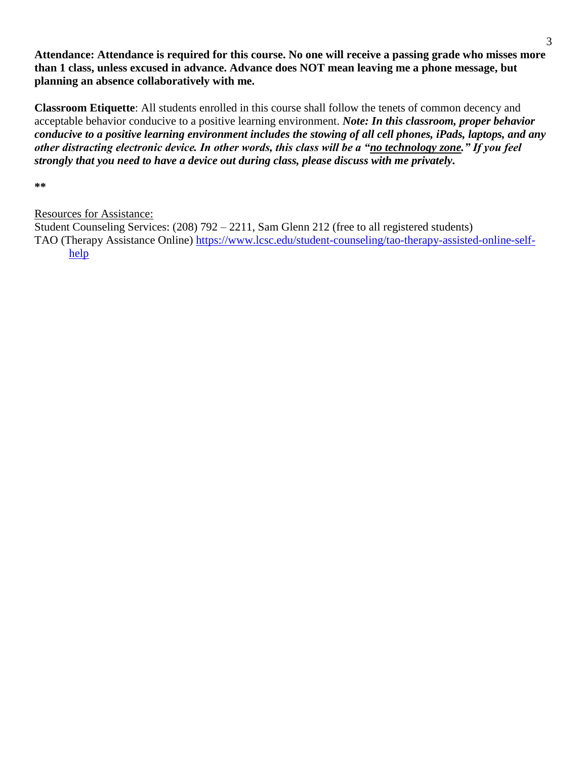**Attendance: Attendance is required for this course. No one will receive a passing grade who misses more than 1 class, unless excused in advance. Advance does NOT mean leaving me a phone message, but planning an absence collaboratively with me.**

**Classroom Etiquette**: All students enrolled in this course shall follow the tenets of common decency and acceptable behavior conducive to a positive learning environment. ***Note: In this classroom, proper behavior conducive to a positive learning environment includes the stowing of all cell phones, iPads, laptops, and any other distracting electronic device. In other words, this class will be a "no technology zone." If you feel strongly that you need to have a device out during class, please discuss with me privately.***

**

Resources for Assistance:
Student Counseling Services: (208) 792 – 2211, Sam Glenn 212 (free to all registered students)
TAO (Therapy Assistance Online) [https://www.lcsc.edu/student-counseling/tao-therapy-assisted-online-self-help](https://www.lcsc.edu/student-counseling/tao-therapy-assisted-online-self-help)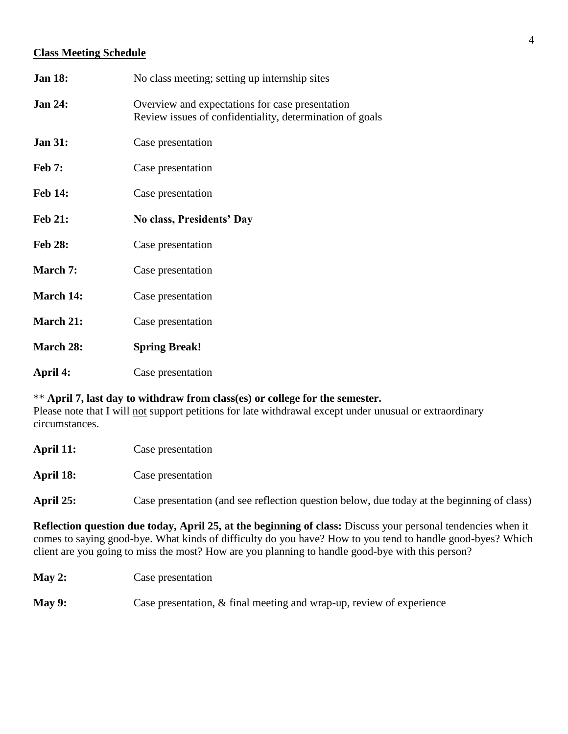**Class Meeting Schedule**

**Jan 18:** No class meeting; setting up internship sites

**Jan 24:** Overview and expectations for case presentation
Review issues of confidentiality, determination of goals

**Jan 31:** Case presentation

**Feb 7:** Case presentation

**Feb 14:** Case presentation

**Feb 21:** **No class, Presidents' Day**

**Feb 28:** Case presentation

**March 7:** Case presentation

**March 14:** Case presentation

**March 21:** Case presentation

**March 28:** **Spring Break!**

**April 4:** Case presentation

** **April 7, last day to withdraw from class(es) or college for the semester.**
Please note that I will not support petitions for late withdrawal except under unusual or extraordinary circumstances.

**April 11:** Case presentation

**April 18:** Case presentation

**April 25:** Case presentation (and see reflection question below, due today at the beginning of class)

**Reflection question due today, April 25, at the beginning of class:** Discuss your personal tendencies when it comes to saying good-bye. What kinds of difficulty do you have? How to you tend to handle good-byes? Which client are you going to miss the most? How are you planning to handle good-bye with this person?

**May 2:** Case presentation

**May 9:** Case presentation, & final meeting and wrap-up, review of experience